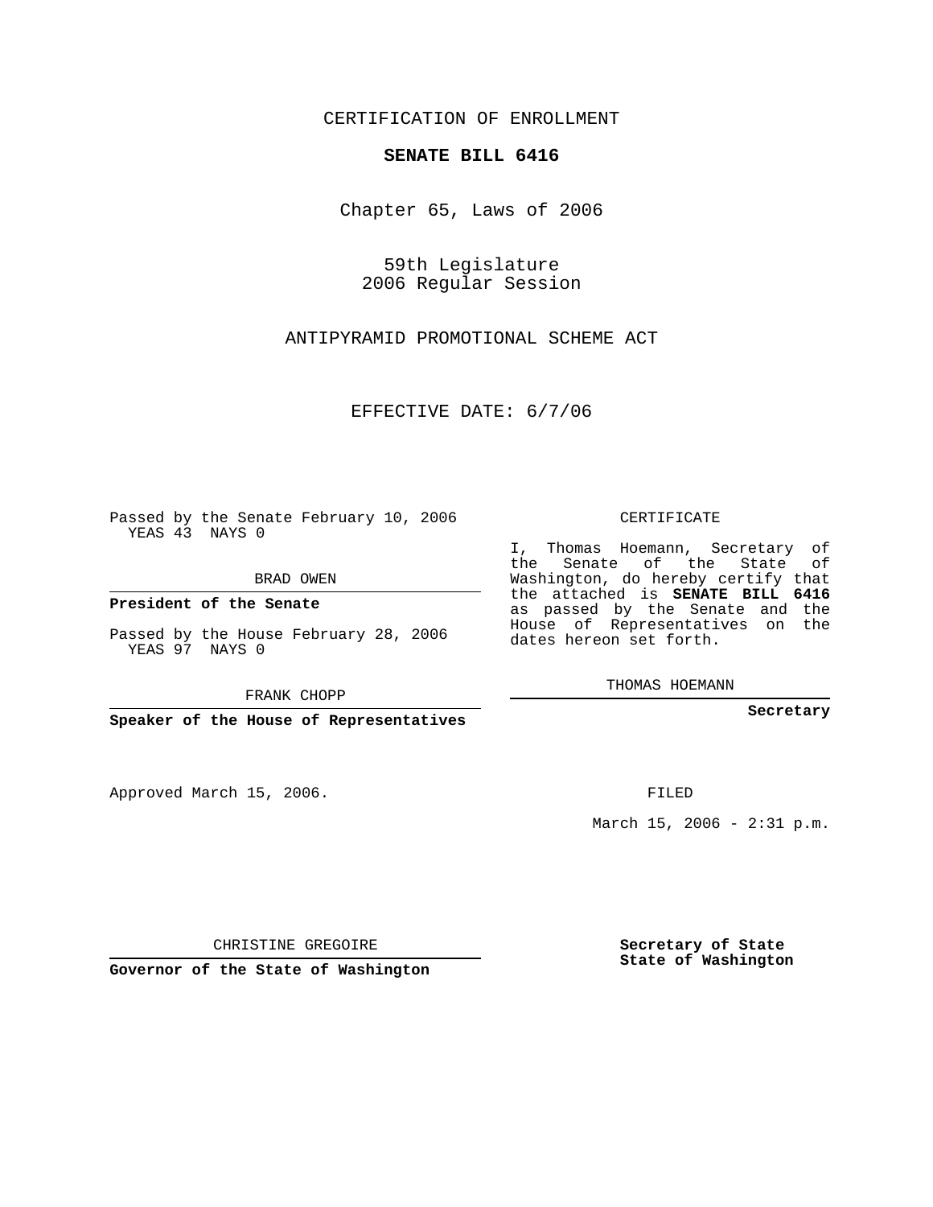CERTIFICATION OF ENROLLMENT

**SENATE BILL 6416**

Chapter 65, Laws of 2006

59th Legislature
2006 Regular Session

ANTIPYRAMID PROMOTIONAL SCHEME ACT

EFFECTIVE DATE: 6/7/06

Passed by the Senate February 10, 2006
YEAS 43 NAYS 0

BRAD OWEN

**President of the Senate**

Passed by the House February 28, 2006
YEAS 97 NAYS 0

FRANK CHOPP

**Speaker of the House of Representatives**

Approved March 15, 2006.

CHRISTINE GREGOIRE

**Governor of the State of Washington**

CERTIFICATE

I, Thomas Hoemann, Secretary of the Senate of the State of Washington, do hereby certify that the attached is **SENATE BILL 6416** as passed by the Senate and the House of Representatives on the dates hereon set forth.

THOMAS HOEMANN

**Secretary**

FILED

March 15, 2006 - 2:31 p.m.

**Secretary of State**
**State of Washington**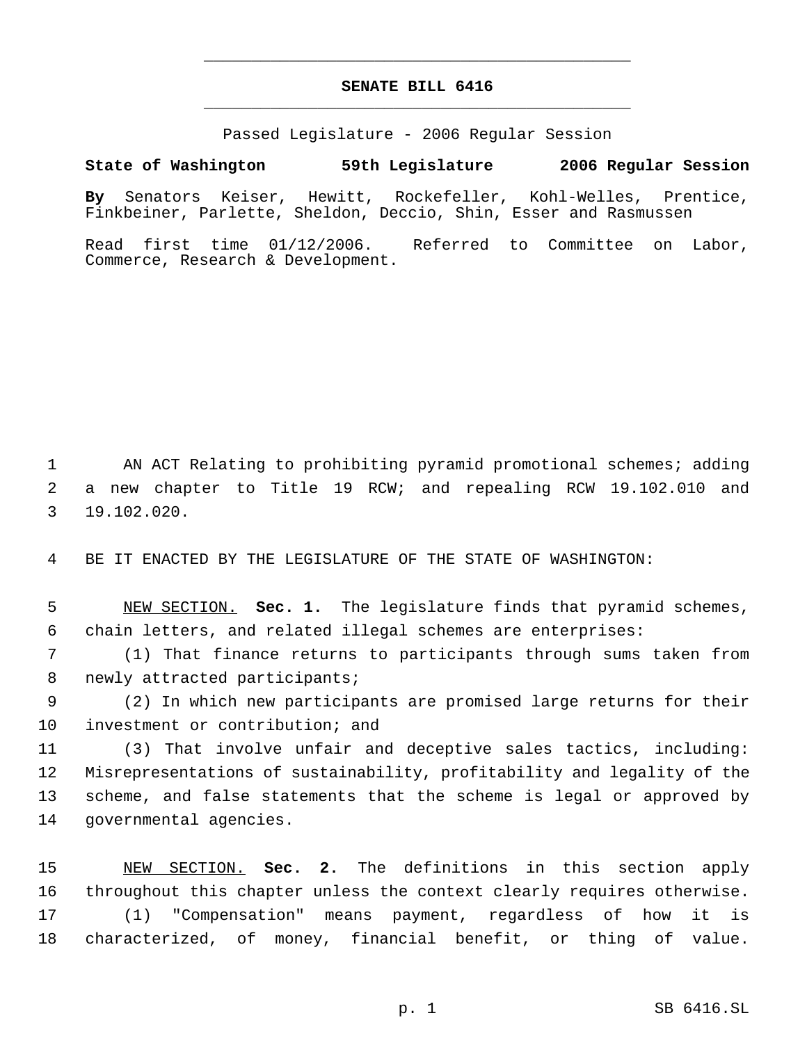# SENATE BILL 6416

Passed Legislature - 2006 Regular Session

**State of Washington 59th Legislature 2006 Regular Session**

**By** Senators Keiser, Hewitt, Rockefeller, Kohl-Welles, Prentice, Finkbeiner, Parlette, Sheldon, Deccio, Shin, Esser and Rasmussen

Read first time 01/12/2006. Referred to Committee on Labor, Commerce, Research & Development.

AN ACT Relating to prohibiting pyramid promotional schemes; adding a new chapter to Title 19 RCW; and repealing RCW 19.102.010 and 19.102.020.

BE IT ENACTED BY THE LEGISLATURE OF THE STATE OF WASHINGTON:

NEW SECTION. **Sec. 1.** The legislature finds that pyramid schemes, chain letters, and related illegal schemes are enterprises:

(1) That finance returns to participants through sums taken from newly attracted participants;

(2) In which new participants are promised large returns for their investment or contribution; and

(3) That involve unfair and deceptive sales tactics, including: Misrepresentations of sustainability, profitability and legality of the scheme, and false statements that the scheme is legal or approved by governmental agencies.

NEW SECTION. **Sec. 2.** The definitions in this section apply throughout this chapter unless the context clearly requires otherwise.

(1) "Compensation" means payment, regardless of how it is characterized, of money, financial benefit, or thing of value.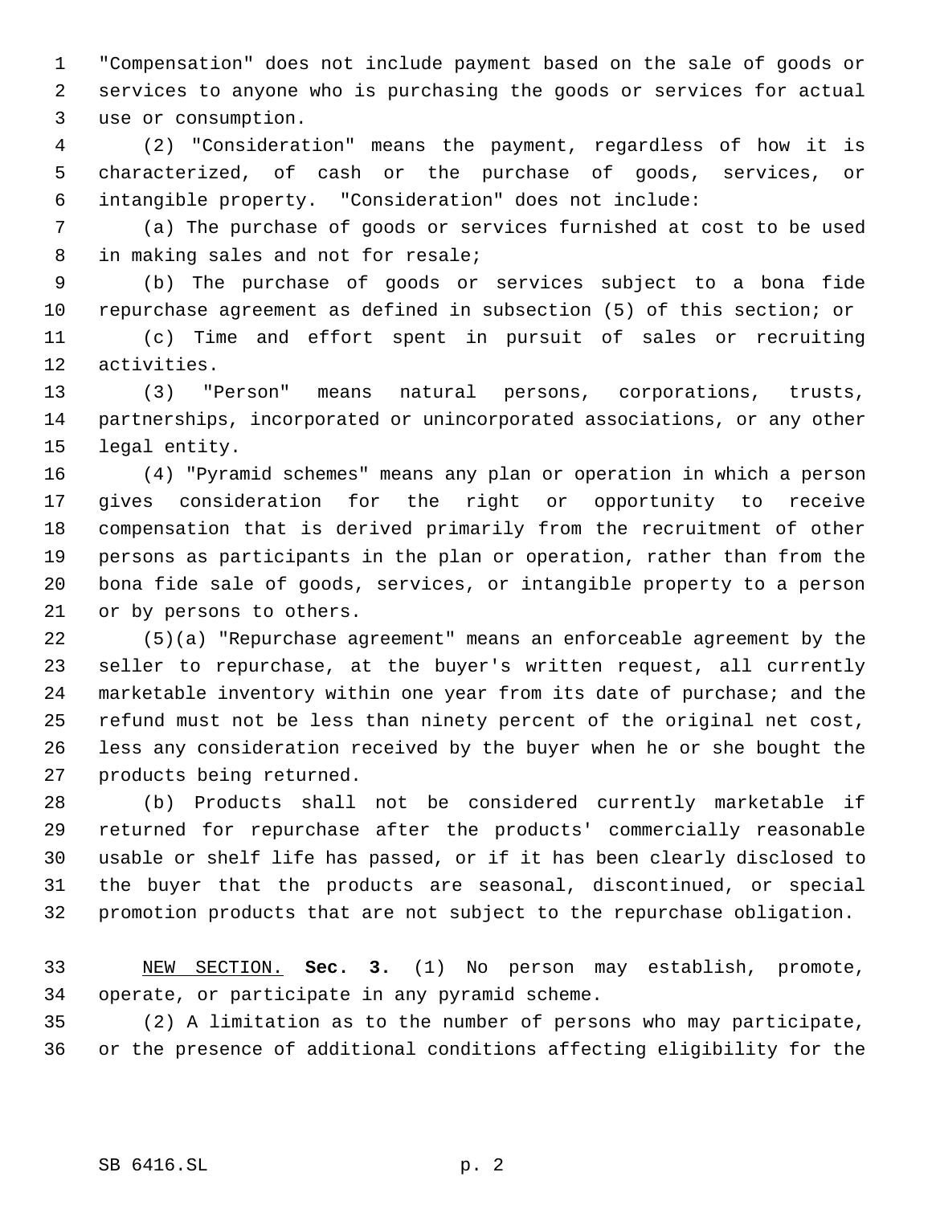"Compensation" does not include payment based on the sale of goods or services to anyone who is purchasing the goods or services for actual use or consumption.

(2) "Consideration" means the payment, regardless of how it is characterized, of cash or the purchase of goods, services, or intangible property. "Consideration" does not include:

(a) The purchase of goods or services furnished at cost to be used in making sales and not for resale;

(b) The purchase of goods or services subject to a bona fide repurchase agreement as defined in subsection (5) of this section; or

(c) Time and effort spent in pursuit of sales or recruiting activities.

(3) "Person" means natural persons, corporations, trusts, partnerships, incorporated or unincorporated associations, or any other legal entity.

(4) "Pyramid schemes" means any plan or operation in which a person gives consideration for the right or opportunity to receive compensation that is derived primarily from the recruitment of other persons as participants in the plan or operation, rather than from the bona fide sale of goods, services, or intangible property to a person or by persons to others.

(5)(a) "Repurchase agreement" means an enforceable agreement by the seller to repurchase, at the buyer's written request, all currently marketable inventory within one year from its date of purchase; and the refund must not be less than ninety percent of the original net cost, less any consideration received by the buyer when he or she bought the products being returned.

(b) Products shall not be considered currently marketable if returned for repurchase after the products' commercially reasonable usable or shelf life has passed, or if it has been clearly disclosed to the buyer that the products are seasonal, discontinued, or special promotion products that are not subject to the repurchase obligation.

NEW SECTION. **Sec. 3.** (1) No person may establish, promote, operate, or participate in any pyramid scheme.

(2) A limitation as to the number of persons who may participate, or the presence of additional conditions affecting eligibility for the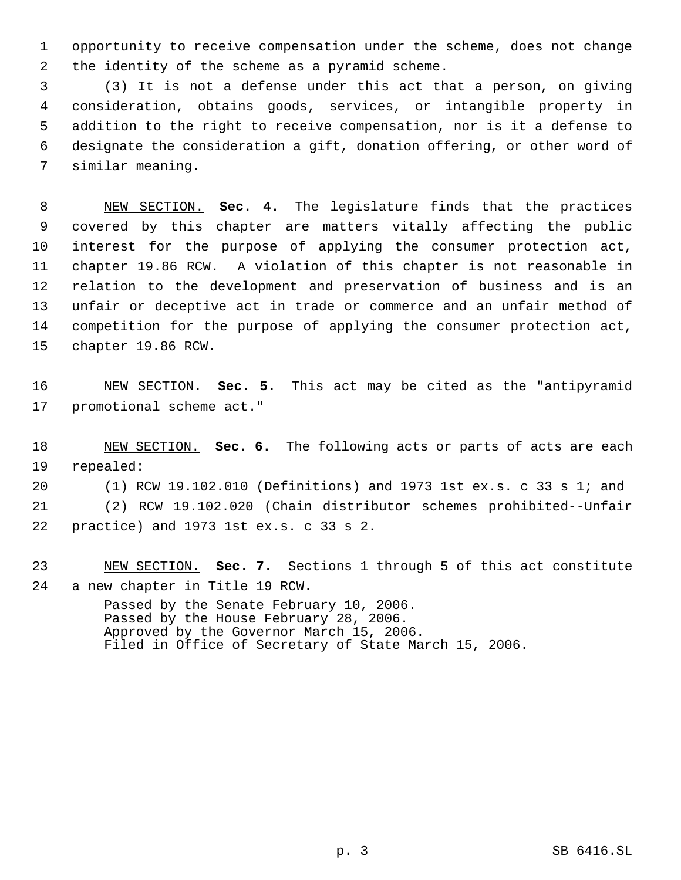opportunity to receive compensation under the scheme, does not change the identity of the scheme as a pyramid scheme.

(3) It is not a defense under this act that a person, on giving consideration, obtains goods, services, or intangible property in addition to the right to receive compensation, nor is it a defense to designate the consideration a gift, donation offering, or other word of similar meaning.

NEW SECTION. **Sec. 4.** The legislature finds that the practices covered by this chapter are matters vitally affecting the public interest for the purpose of applying the consumer protection act, chapter 19.86 RCW. A violation of this chapter is not reasonable in relation to the development and preservation of business and is an unfair or deceptive act in trade or commerce and an unfair method of competition for the purpose of applying the consumer protection act, chapter 19.86 RCW.

NEW SECTION. **Sec. 5.** This act may be cited as the "antipyramid promotional scheme act."

NEW SECTION. **Sec. 6.** The following acts or parts of acts are each repealed:

(1) RCW 19.102.010 (Definitions) and 1973 1st ex.s. c 33 s 1; and

(2) RCW 19.102.020 (Chain distributor schemes prohibited--Unfair practice) and 1973 1st ex.s. c 33 s 2.

NEW SECTION. **Sec. 7.** Sections 1 through 5 of this act constitute a new chapter in Title 19 RCW.

Passed by the Senate February 10, 2006.
Passed by the House February 28, 2006.
Approved by the Governor March 15, 2006.
Filed in Office of Secretary of State March 15, 2006.